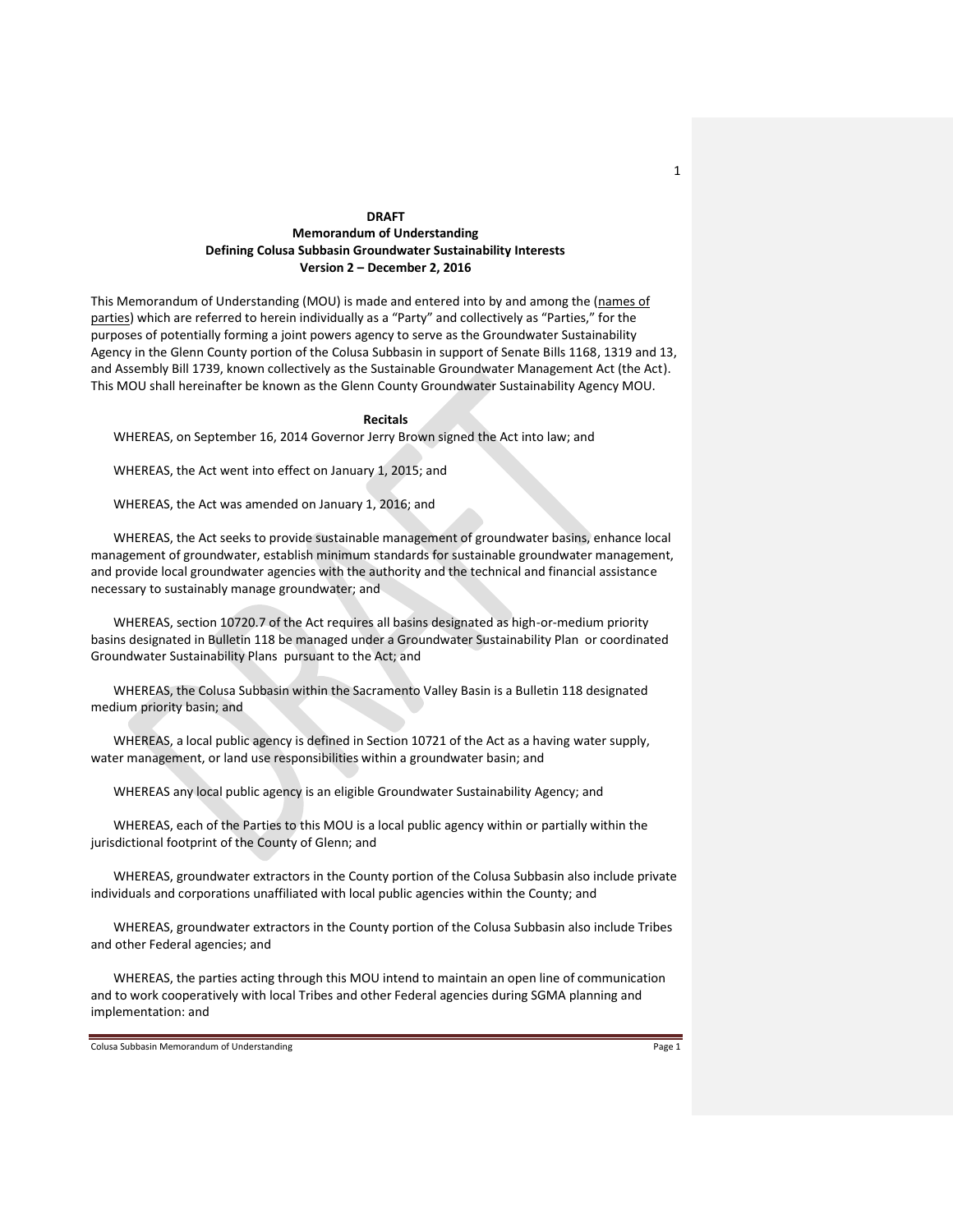**DRAFT**
**Memorandum of Understanding**
**Defining Colusa Subbasin Groundwater Sustainability Interests**
**Version 2 – December 2, 2016**

This Memorandum of Understanding (MOU) is made and entered into by and among the (names of parties) which are referred to herein individually as a "Party" and collectively as "Parties," for the purposes of potentially forming a joint powers agency to serve as the Groundwater Sustainability Agency in the Glenn County portion of the Colusa Subbasin in support of Senate Bills 1168, 1319 and 13, and Assembly Bill 1739, known collectively as the Sustainable Groundwater Management Act (the Act). This MOU shall hereinafter be known as the Glenn County Groundwater Sustainability Agency MOU.

**Recitals**

WHEREAS, on September 16, 2014 Governor Jerry Brown signed the Act into law; and

WHEREAS, the Act went into effect on January 1, 2015; and

WHEREAS, the Act was amended on January 1, 2016; and

WHEREAS, the Act seeks to provide sustainable management of groundwater basins, enhance local management of groundwater, establish minimum standards for sustainable groundwater management, and provide local groundwater agencies with the authority and the technical and financial assistance necessary to sustainably manage groundwater; and

WHEREAS, section 10720.7 of the Act requires all basins designated as high-or-medium priority basins designated in Bulletin 118 be managed under a Groundwater Sustainability Plan or coordinated Groundwater Sustainability Plans pursuant to the Act; and

WHEREAS, the Colusa Subbasin within the Sacramento Valley Basin is a Bulletin 118 designated medium priority basin; and

WHEREAS, a local public agency is defined in Section 10721 of the Act as a having water supply, water management, or land use responsibilities within a groundwater basin; and

WHEREAS any local public agency is an eligible Groundwater Sustainability Agency; and

WHEREAS, each of the Parties to this MOU is a local public agency within or partially within the jurisdictional footprint of the County of Glenn; and

WHEREAS, groundwater extractors in the County portion of the Colusa Subbasin also include private individuals and corporations unaffiliated with local public agencies within the County; and

WHEREAS, groundwater extractors in the County portion of the Colusa Subbasin also include Tribes and other Federal agencies; and

WHEREAS, the parties acting through this MOU intend to maintain an open line of communication and to work cooperatively with local Tribes and other Federal agencies during SGMA planning and implementation: and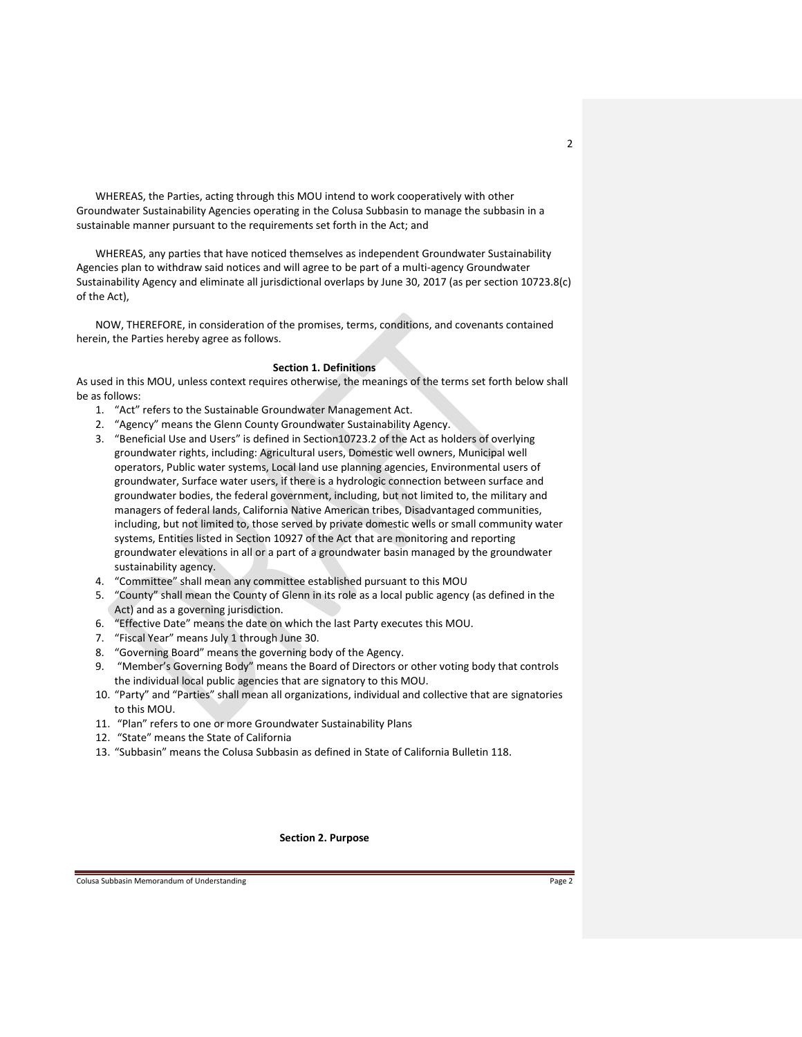WHEREAS, the Parties, acting through this MOU intend to work cooperatively with other Groundwater Sustainability Agencies operating in the Colusa Subbasin to manage the subbasin in a sustainable manner pursuant to the requirements set forth in the Act; and

WHEREAS, any parties that have noticed themselves as independent Groundwater Sustainability Agencies plan to withdraw said notices and will agree to be part of a multi-agency Groundwater Sustainability Agency and eliminate all jurisdictional overlaps by June 30, 2017 (as per section 10723.8(c) of the Act),

NOW, THEREFORE, in consideration of the promises, terms, conditions, and covenants contained herein, the Parties hereby agree as follows.

**Section 1. Definitions**

As used in this MOU, unless context requires otherwise, the meanings of the terms set forth below shall be as follows:

1. "Act" refers to the Sustainable Groundwater Management Act.
2. "Agency" means the Glenn County Groundwater Sustainability Agency.
3. "Beneficial Use and Users" is defined in Section10723.2 of the Act as holders of overlying groundwater rights, including: Agricultural users, Domestic well owners, Municipal well operators, Public water systems, Local land use planning agencies, Environmental users of groundwater, Surface water users, if there is a hydrologic connection between surface and groundwater bodies, the federal government, including, but not limited to, the military and managers of federal lands, California Native American tribes, Disadvantaged communities, including, but not limited to, those served by private domestic wells or small community water systems, Entities listed in Section 10927 of the Act that are monitoring and reporting groundwater elevations in all or a part of a groundwater basin managed by the groundwater sustainability agency.
4. "Committee" shall mean any committee established pursuant to this MOU
5. "County" shall mean the County of Glenn in its role as a local public agency (as defined in the Act) and as a governing jurisdiction.
6. "Effective Date" means the date on which the last Party executes this MOU.
7. "Fiscal Year" means July 1 through June 30.
8. "Governing Board" means the governing body of the Agency.
9. "Member's Governing Body" means the Board of Directors or other voting body that controls the individual local public agencies that are signatory to this MOU.
10. "Party" and "Parties" shall mean all organizations, individual and collective that are signatories to this MOU.
11. "Plan" refers to one or more Groundwater Sustainability Plans
12. "State" means the State of California
13. "Subbasin" means the Colusa Subbasin as defined in State of California Bulletin 118.

**Section 2. Purpose**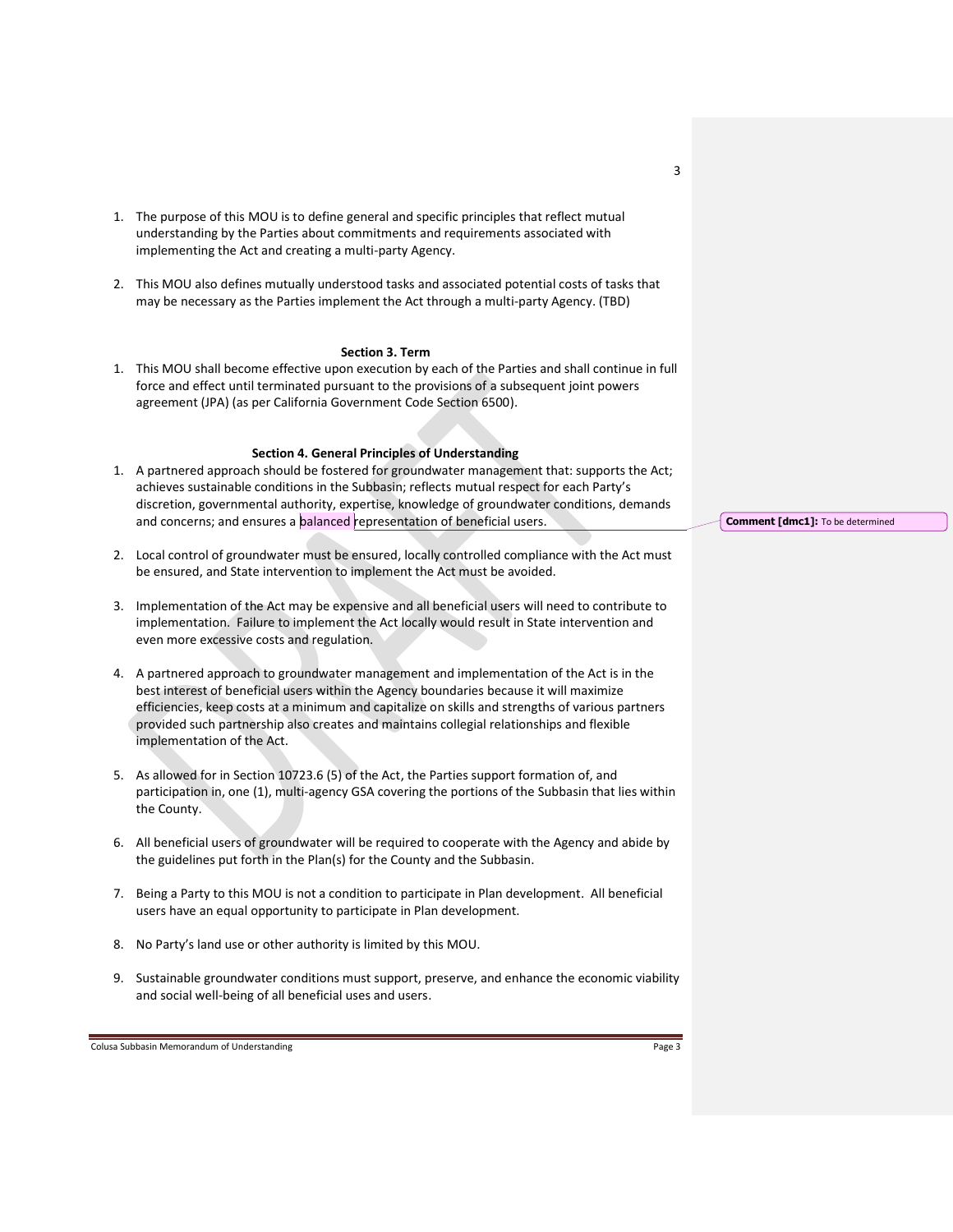1. The purpose of this MOU is to define general and specific principles that reflect mutual understanding by the Parties about commitments and requirements associated with implementing the Act and creating a multi-party Agency.

2. This MOU also defines mutually understood tasks and associated potential costs of tasks that may be necessary as the Parties implement the Act through a multi-party Agency. (TBD)

**Section 3. Term**

1. This MOU shall become effective upon execution by each of the Parties and shall continue in full force and effect until terminated pursuant to the provisions of a subsequent joint powers agreement (JPA) (as per California Government Code Section 6500).

**Section 4. General Principles of Understanding**

1. A partnered approach should be fostered for groundwater management that: supports the Act; achieves sustainable conditions in the Subbasin; reflects mutual respect for each Party's discretion, governmental authority, expertise, knowledge of groundwater conditions, demands and concerns; and ensures a balanced representation of beneficial users.

   **Comment [dmc1]:** To be determined

2. Local control of groundwater must be ensured, locally controlled compliance with the Act must be ensured, and State intervention to implement the Act must be avoided.

3. Implementation of the Act may be expensive and all beneficial users will need to contribute to implementation. Failure to implement the Act locally would result in State intervention and even more excessive costs and regulation.

4. A partnered approach to groundwater management and implementation of the Act is in the best interest of beneficial users within the Agency boundaries because it will maximize efficiencies, keep costs at a minimum and capitalize on skills and strengths of various partners provided such partnership also creates and maintains collegial relationships and flexible implementation of the Act.

5. As allowed for in Section 10723.6 (5) of the Act, the Parties support formation of, and participation in, one (1), multi-agency GSA covering the portions of the Subbasin that lies within the County.

6. All beneficial users of groundwater will be required to cooperate with the Agency and abide by the guidelines put forth in the Plan(s) for the County and the Subbasin.

7. Being a Party to this MOU is not a condition to participate in Plan development. All beneficial users have an equal opportunity to participate in Plan development.

8. No Party's land use or other authority is limited by this MOU.

9. Sustainable groundwater conditions must support, preserve, and enhance the economic viability and social well-being of all beneficial uses and users.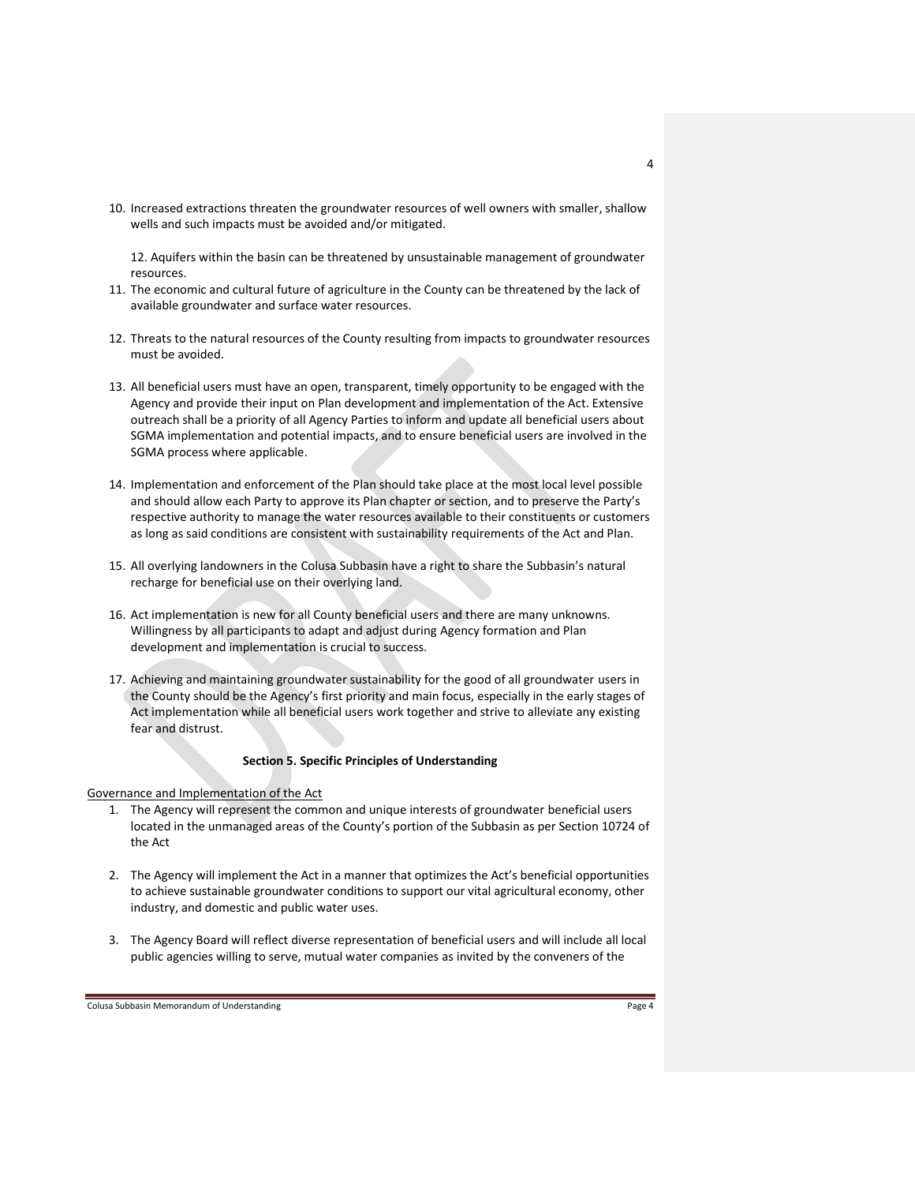10. Increased extractions threaten the groundwater resources of well owners with smaller, shallow wells and such impacts must be avoided and/or mitigated.

    12. Aquifers within the basin can be threatened by unsustainable management of groundwater resources.

11. The economic and cultural future of agriculture in the County can be threatened by the lack of available groundwater and surface water resources.

12. Threats to the natural resources of the County resulting from impacts to groundwater resources must be avoided.

13. All beneficial users must have an open, transparent, timely opportunity to be engaged with the Agency and provide their input on Plan development and implementation of the Act. Extensive outreach shall be a priority of all Agency Parties to inform and update all beneficial users about SGMA implementation and potential impacts, and to ensure beneficial users are involved in the SGMA process where applicable.

14. Implementation and enforcement of the Plan should take place at the most local level possible and should allow each Party to approve its Plan chapter or section, and to preserve the Party's respective authority to manage the water resources available to their constituents or customers as long as said conditions are consistent with sustainability requirements of the Act and Plan.

15. All overlying landowners in the Colusa Subbasin have a right to share the Subbasin's natural recharge for beneficial use on their overlying land.

16. Act implementation is new for all County beneficial users and there are many unknowns. Willingness by all participants to adapt and adjust during Agency formation and Plan development and implementation is crucial to success.

17. Achieving and maintaining groundwater sustainability for the good of all groundwater users in the County should be the Agency's first priority and main focus, especially in the early stages of Act implementation while all beneficial users work together and strive to alleviate any existing fear and distrust.

**Section 5. Specific Principles of Understanding**

Governance and Implementation of the Act

1. The Agency will represent the common and unique interests of groundwater beneficial users located in the unmanaged areas of the County's portion of the Subbasin as per Section 10724 of the Act

2. The Agency will implement the Act in a manner that optimizes the Act's beneficial opportunities to achieve sustainable groundwater conditions to support our vital agricultural economy, other industry, and domestic and public water uses.

3. The Agency Board will reflect diverse representation of beneficial users and will include all local public agencies willing to serve, mutual water companies as invited by the conveners of the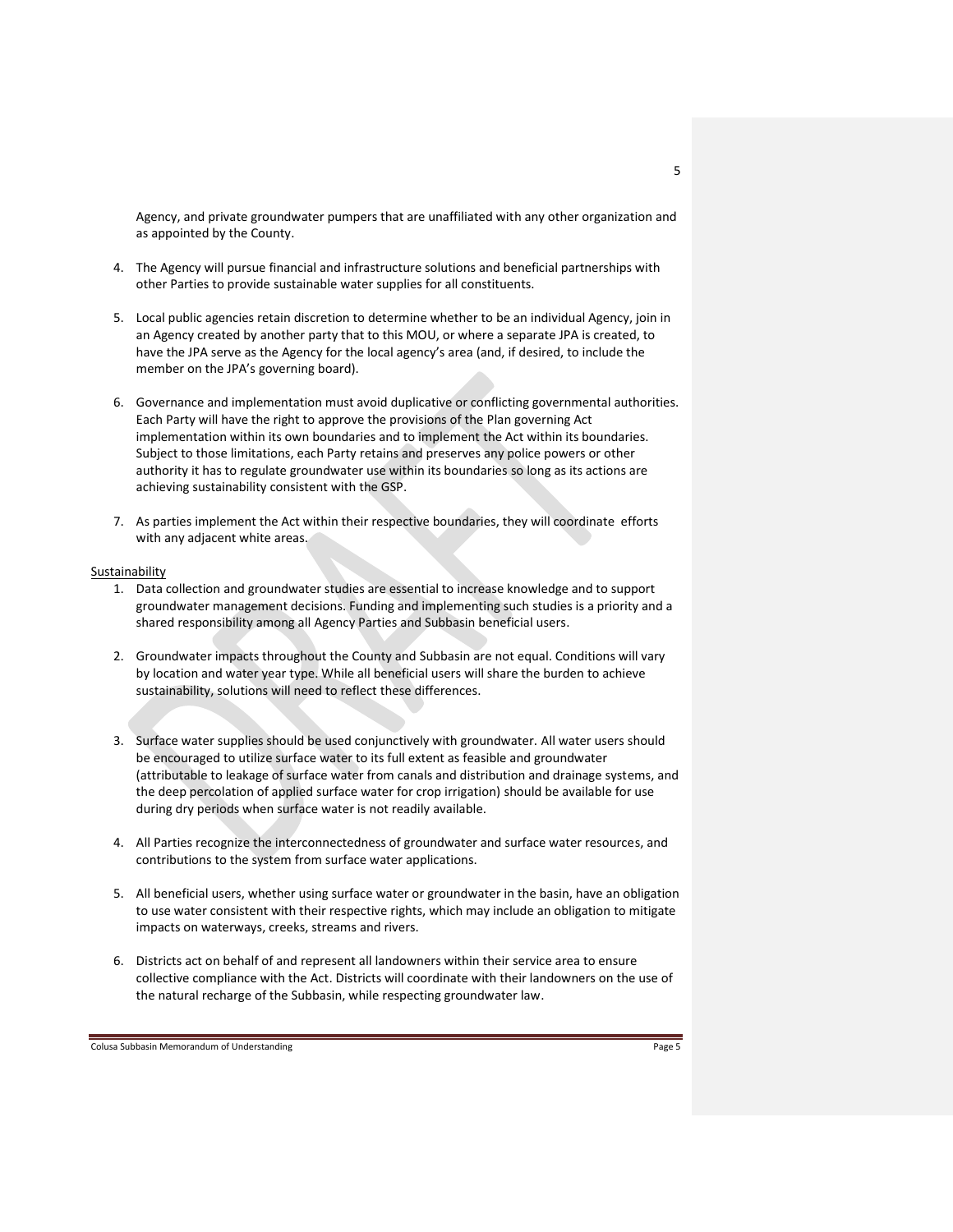Agency, and private groundwater pumpers that are unaffiliated with any other organization and as appointed by the County.

4. The Agency will pursue financial and infrastructure solutions and beneficial partnerships with other Parties to provide sustainable water supplies for all constituents.

5. Local public agencies retain discretion to determine whether to be an individual Agency, join in an Agency created by another party that to this MOU, or where a separate JPA is created, to have the JPA serve as the Agency for the local agency's area (and, if desired, to include the member on the JPA's governing board).

6. Governance and implementation must avoid duplicative or conflicting governmental authorities. Each Party will have the right to approve the provisions of the Plan governing Act implementation within its own boundaries and to implement the Act within its boundaries. Subject to those limitations, each Party retains and preserves any police powers or other authority it has to regulate groundwater use within its boundaries so long as its actions are achieving sustainability consistent with the GSP.

7. As parties implement the Act within their respective boundaries, they will coordinate efforts with any adjacent white areas.

Sustainability

1. Data collection and groundwater studies are essential to increase knowledge and to support groundwater management decisions. Funding and implementing such studies is a priority and a shared responsibility among all Agency Parties and Subbasin beneficial users.

2. Groundwater impacts throughout the County and Subbasin are not equal. Conditions will vary by location and water year type. While all beneficial users will share the burden to achieve sustainability, solutions will need to reflect these differences.

3. Surface water supplies should be used conjunctively with groundwater. All water users should be encouraged to utilize surface water to its full extent as feasible and groundwater (attributable to leakage of surface water from canals and distribution and drainage systems, and the deep percolation of applied surface water for crop irrigation) should be available for use during dry periods when surface water is not readily available.

4. All Parties recognize the interconnectedness of groundwater and surface water resources, and contributions to the system from surface water applications.

5. All beneficial users, whether using surface water or groundwater in the basin, have an obligation to use water consistent with their respective rights, which may include an obligation to mitigate impacts on waterways, creeks, streams and rivers.

6. Districts act on behalf of and represent all landowners within their service area to ensure collective compliance with the Act. Districts will coordinate with their landowners on the use of the natural recharge of the Subbasin, while respecting groundwater law.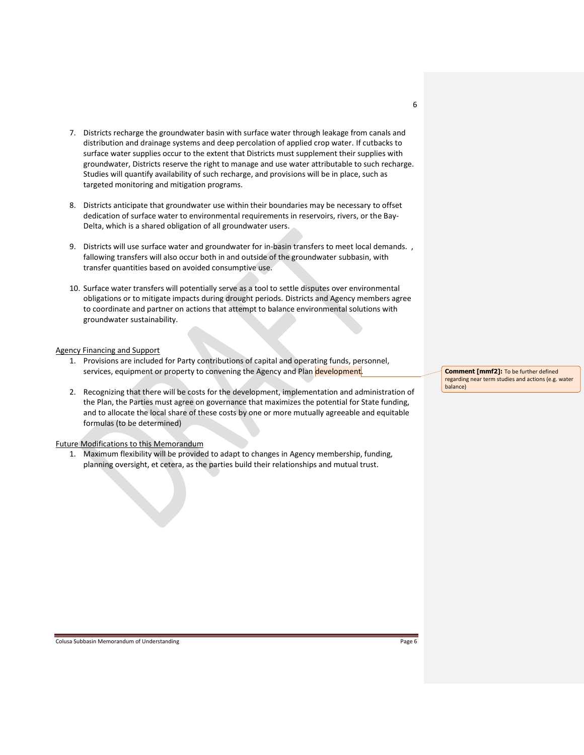7. Districts recharge the groundwater basin with surface water through leakage from canals and distribution and drainage systems and deep percolation of applied crop water. If cutbacks to surface water supplies occur to the extent that Districts must supplement their supplies with groundwater, Districts reserve the right to manage and use water attributable to such recharge. Studies will quantify availability of such recharge, and provisions will be in place, such as targeted monitoring and mitigation programs.

8. Districts anticipate that groundwater use within their boundaries may be necessary to offset dedication of surface water to environmental requirements in reservoirs, rivers, or the Bay-Delta, which is a shared obligation of all groundwater users.

9. Districts will use surface water and groundwater for in-basin transfers to meet local demands. , fallowing transfers will also occur both in and outside of the groundwater subbasin, with transfer quantities based on avoided consumptive use.

10. Surface water transfers will potentially serve as a tool to settle disputes over environmental obligations or to mitigate impacts during drought periods. Districts and Agency members agree to coordinate and partner on actions that attempt to balance environmental solutions with groundwater sustainability.

Agency Financing and Support

1. Provisions are included for Party contributions of capital and operating funds, personnel, services, equipment or property to convening the Agency and Plan development.

2. Recognizing that there will be costs for the development, implementation and administration of the Plan, the Parties must agree on governance that maximizes the potential for State funding, and to allocate the local share of these costs by one or more mutually agreeable and equitable formulas (to be determined)

Future Modifications to this Memorandum

1. Maximum flexibility will be provided to adapt to changes in Agency membership, funding, planning oversight, et cetera, as the parties build their relationships and mutual trust.

**Comment [mmf2]:** To be further defined regarding near term studies and actions (e.g. water balance)